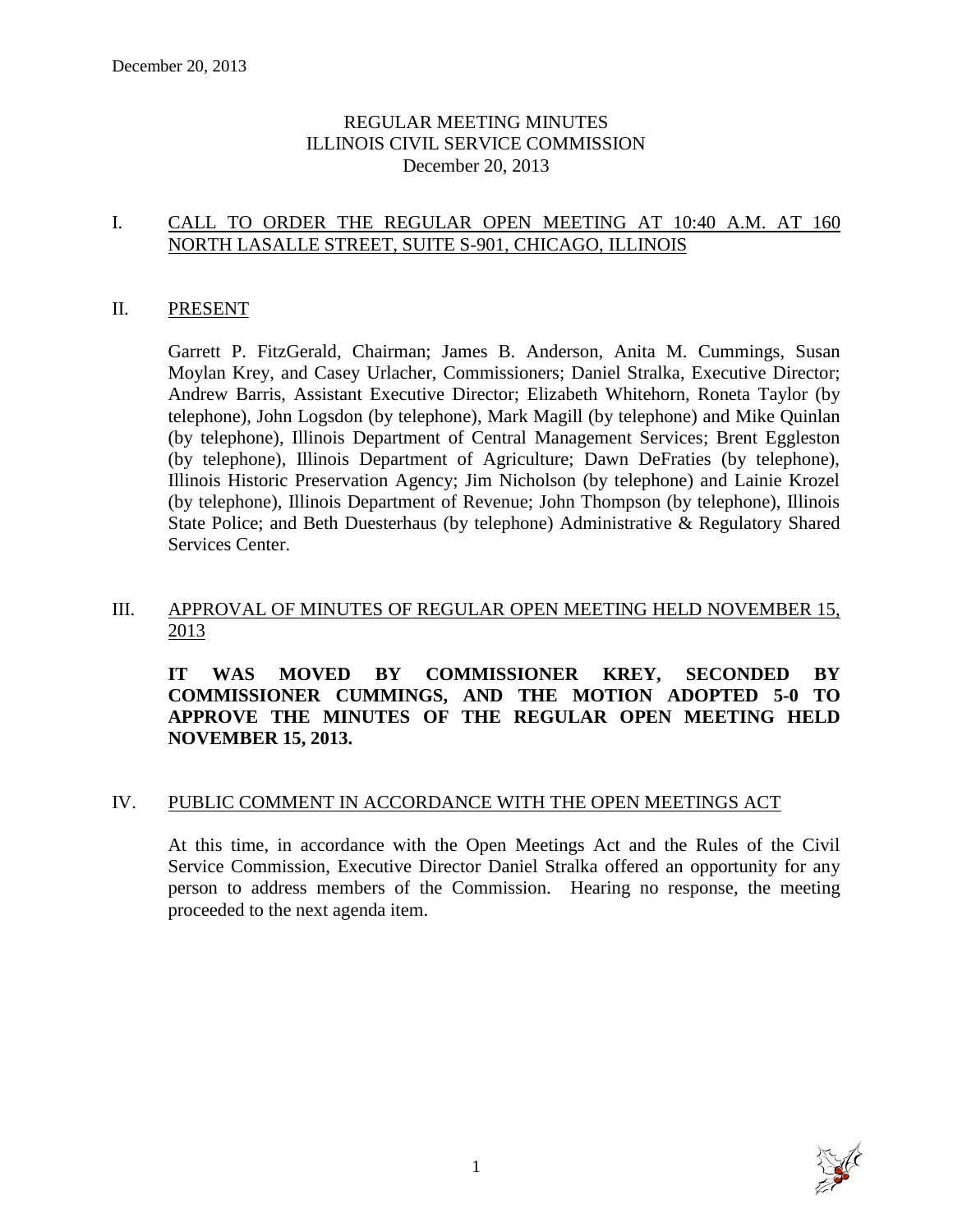December 20, 2013

# REGULAR MEETING MINUTES
# ILLINOIS CIVIL SERVICE COMMISSION
# December 20, 2013

## I. CALL TO ORDER THE REGULAR OPEN MEETING AT 10:40 A.M. AT 160 NORTH LASALLE STREET, SUITE S-901, CHICAGO, ILLINOIS

## II. PRESENT

Garrett P. FitzGerald, Chairman; James B. Anderson, Anita M. Cummings, Susan Moylan Krey, and Casey Urlacher, Commissioners; Daniel Stralka, Executive Director; Andrew Barris, Assistant Executive Director; Elizabeth Whitehorn, Roneta Taylor (by telephone), John Logsdon (by telephone), Mark Magill (by telephone) and Mike Quinlan (by telephone), Illinois Department of Central Management Services; Brent Eggleston (by telephone), Illinois Department of Agriculture; Dawn DeFraties (by telephone), Illinois Historic Preservation Agency; Jim Nicholson (by telephone) and Lainie Krozel (by telephone), Illinois Department of Revenue; John Thompson (by telephone), Illinois State Police; and Beth Duesterhaus (by telephone) Administrative & Regulatory Shared Services Center.

## III. APPROVAL OF MINUTES OF REGULAR OPEN MEETING HELD NOVEMBER 15, 2013

**IT WAS MOVED BY COMMISSIONER KREY, SECONDED BY COMMISSIONER CUMMINGS, AND THE MOTION ADOPTED 5-0 TO APPROVE THE MINUTES OF THE REGULAR OPEN MEETING HELD NOVEMBER 15, 2013.**

## IV. PUBLIC COMMENT IN ACCORDANCE WITH THE OPEN MEETINGS ACT

At this time, in accordance with the Open Meetings Act and the Rules of the Civil Service Commission, Executive Director Daniel Stralka offered an opportunity for any person to address members of the Commission. Hearing no response, the meeting proceeded to the next agenda item.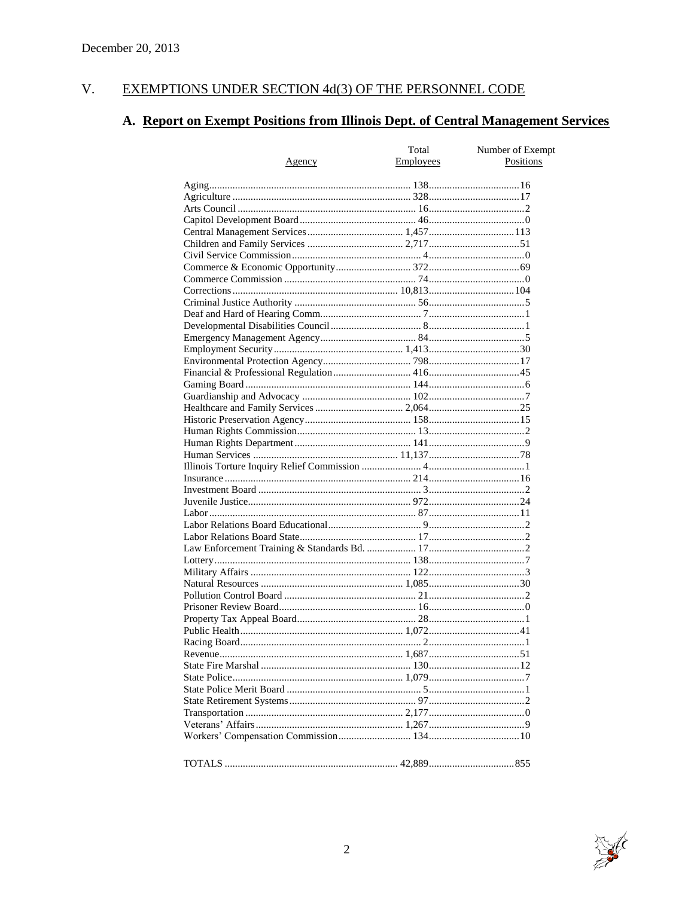December 20, 2013

## V. EXEMPTIONS UNDER SECTION 4d(3) OF THE PERSONNEL CODE

### A. Report on Exempt Positions from Illinois Dept. of Central Management Services

| Agency | Total Employees | Number of Exempt Positions |
|---|---|---|
| Aging | 138 | 16 |
| Agriculture | 328 | 17 |
| Arts Council | 16 | 2 |
| Capitol Development Board | 46 | 0 |
| Central Management Services | 1,457 | 113 |
| Children and Family Services | 2,717 | 51 |
| Civil Service Commission | 4 | 0 |
| Commerce & Economic Opportunity | 372 | 69 |
| Commerce Commission | 74 | 0 |
| Corrections | 10,813 | 104 |
| Criminal Justice Authority | 56 | 5 |
| Deaf and Hard of Hearing Comm. | 7 | 1 |
| Developmental Disabilities Council | 8 | 1 |
| Emergency Management Agency | 84 | 5 |
| Employment Security | 1,413 | 30 |
| Environmental Protection Agency | 798 | 17 |
| Financial & Professional Regulation | 416 | 45 |
| Gaming Board | 144 | 6 |
| Guardianship and Advocacy | 102 | 7 |
| Healthcare and Family Services | 2,064 | 25 |
| Historic Preservation Agency | 158 | 15 |
| Human Rights Commission | 13 | 2 |
| Human Rights Department | 141 | 9 |
| Human Services | 11,137 | 78 |
| Illinois Torture Inquiry Relief Commission | 4 | 1 |
| Insurance | 214 | 16 |
| Investment Board | 3 | 2 |
| Juvenile Justice | 972 | 24 |
| Labor | 87 | 11 |
| Labor Relations Board Educational | 9 | 2 |
| Labor Relations Board State | 17 | 2 |
| Law Enforcement Training & Standards Bd. | 17 | 2 |
| Lottery | 138 | 7 |
| Military Affairs | 122 | 3 |
| Natural Resources | 1,085 | 30 |
| Pollution Control Board | 21 | 2 |
| Prisoner Review Board | 16 | 0 |
| Property Tax Appeal Board | 28 | 1 |
| Public Health | 1,072 | 41 |
| Racing Board | 2 | 1 |
| Revenue | 1,687 | 51 |
| State Fire Marshal | 130 | 12 |
| State Police | 1,079 | 7 |
| State Police Merit Board | 5 | 1 |
| State Retirement Systems | 97 | 2 |
| Transportation | 2,177 | 0 |
| Veterans' Affairs | 1,267 | 9 |
| Workers' Compensation Commission | 134 | 10 |
| TOTALS | 42,889 | 855 |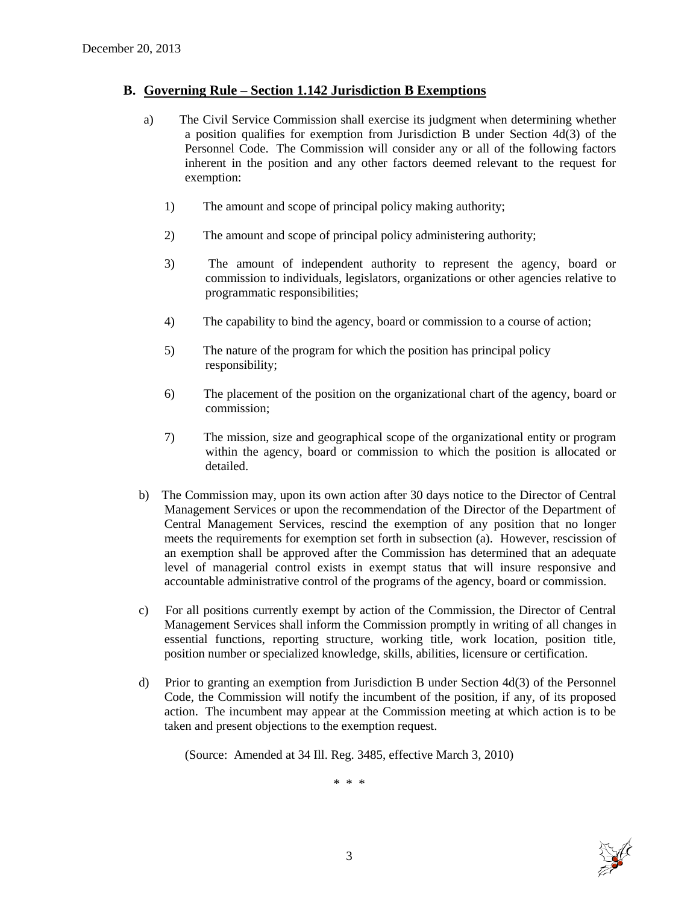## B. Governing Rule – Section 1.142 Jurisdiction B Exemptions

a) The Civil Service Commission shall exercise its judgment when determining whether a position qualifies for exemption from Jurisdiction B under Section 4d(3) of the Personnel Code. The Commission will consider any or all of the following factors inherent in the position and any other factors deemed relevant to the request for exemption:

1) The amount and scope of principal policy making authority;

2) The amount and scope of principal policy administering authority;

3) The amount of independent authority to represent the agency, board or commission to individuals, legislators, organizations or other agencies relative to programmatic responsibilities;

4) The capability to bind the agency, board or commission to a course of action;

5) The nature of the program for which the position has principal policy responsibility;

6) The placement of the position on the organizational chart of the agency, board or commission;

7) The mission, size and geographical scope of the organizational entity or program within the agency, board or commission to which the position is allocated or detailed.

b) The Commission may, upon its own action after 30 days notice to the Director of Central Management Services or upon the recommendation of the Director of the Department of Central Management Services, rescind the exemption of any position that no longer meets the requirements for exemption set forth in subsection (a). However, rescission of an exemption shall be approved after the Commission has determined that an adequate level of managerial control exists in exempt status that will insure responsive and accountable administrative control of the programs of the agency, board or commission.

c) For all positions currently exempt by action of the Commission, the Director of Central Management Services shall inform the Commission promptly in writing of all changes in essential functions, reporting structure, working title, work location, position title, position number or specialized knowledge, skills, abilities, licensure or certification.

d) Prior to granting an exemption from Jurisdiction B under Section 4d(3) of the Personnel Code, the Commission will notify the incumbent of the position, if any, of its proposed action. The incumbent may appear at the Commission meeting at which action is to be taken and present objections to the exemption request.

(Source: Amended at 34 Ill. Reg. 3485, effective March 3, 2010)

\* \* \*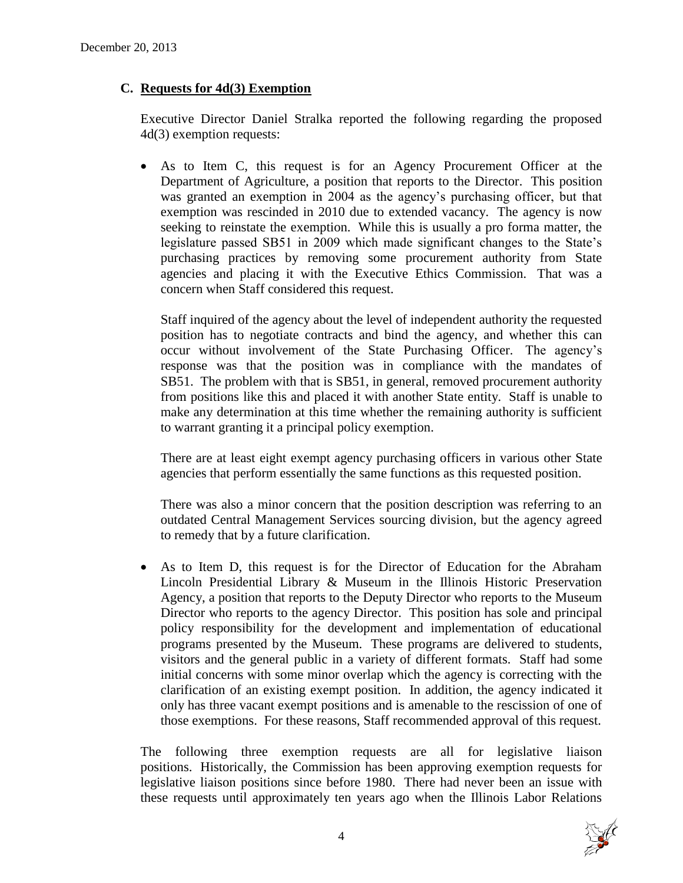### C. Requests for 4d(3) Exemption

Executive Director Daniel Stralka reported the following regarding the proposed 4d(3) exemption requests:

- As to Item C, this request is for an Agency Procurement Officer at the Department of Agriculture, a position that reports to the Director. This position was granted an exemption in 2004 as the agency's purchasing officer, but that exemption was rescinded in 2010 due to extended vacancy. The agency is now seeking to reinstate the exemption. While this is usually a pro forma matter, the legislature passed SB51 in 2009 which made significant changes to the State's purchasing practices by removing some procurement authority from State agencies and placing it with the Executive Ethics Commission. That was a concern when Staff considered this request.

  Staff inquired of the agency about the level of independent authority the requested position has to negotiate contracts and bind the agency, and whether this can occur without involvement of the State Purchasing Officer. The agency's response was that the position was in compliance with the mandates of SB51. The problem with that is SB51, in general, removed procurement authority from positions like this and placed it with another State entity. Staff is unable to make any determination at this time whether the remaining authority is sufficient to warrant granting it a principal policy exemption.

  There are at least eight exempt agency purchasing officers in various other State agencies that perform essentially the same functions as this requested position.

  There was also a minor concern that the position description was referring to an outdated Central Management Services sourcing division, but the agency agreed to remedy that by a future clarification.

- As to Item D, this request is for the Director of Education for the Abraham Lincoln Presidential Library & Museum in the Illinois Historic Preservation Agency, a position that reports to the Deputy Director who reports to the Museum Director who reports to the agency Director. This position has sole and principal policy responsibility for the development and implementation of educational programs presented by the Museum. These programs are delivered to students, visitors and the general public in a variety of different formats. Staff had some initial concerns with some minor overlap which the agency is correcting with the clarification of an existing exempt position. In addition, the agency indicated it only has three vacant exempt positions and is amenable to the rescission of one of those exemptions. For these reasons, Staff recommended approval of this request.

The following three exemption requests are all for legislative liaison positions. Historically, the Commission has been approving exemption requests for legislative liaison positions since before 1980. There had never been an issue with these requests until approximately ten years ago when the Illinois Labor Relations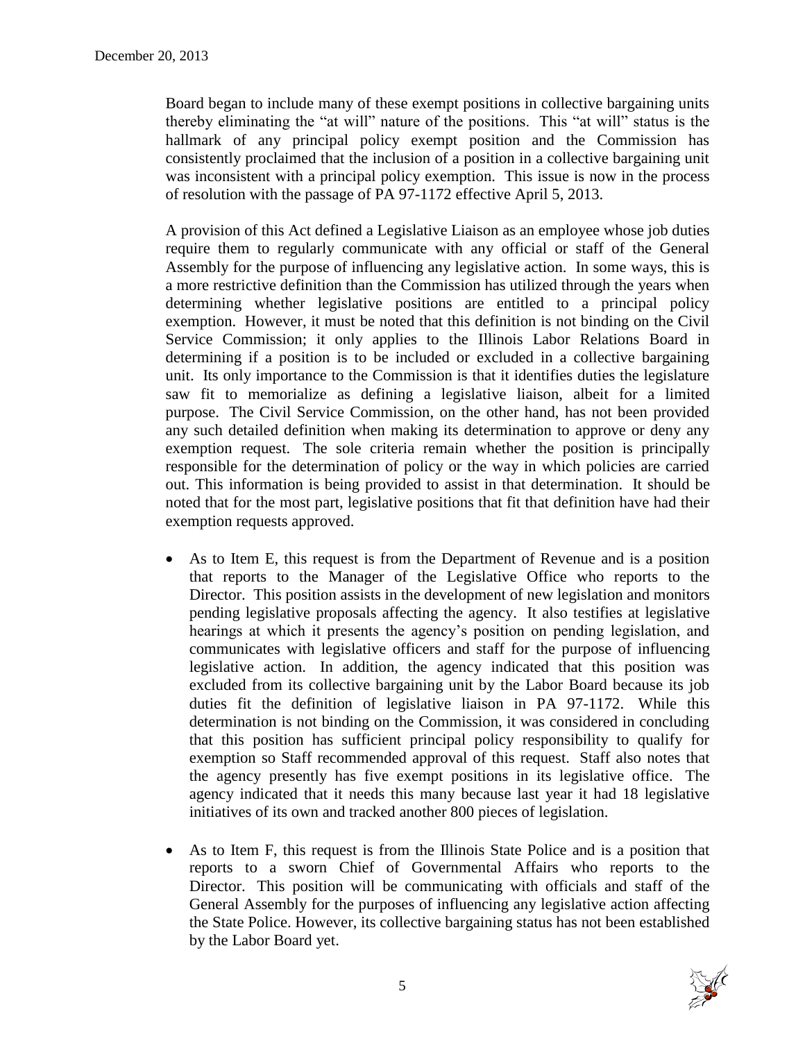Board began to include many of these exempt positions in collective bargaining units thereby eliminating the "at will" nature of the positions. This "at will" status is the hallmark of any principal policy exempt position and the Commission has consistently proclaimed that the inclusion of a position in a collective bargaining unit was inconsistent with a principal policy exemption. This issue is now in the process of resolution with the passage of PA 97-1172 effective April 5, 2013.

A provision of this Act defined a Legislative Liaison as an employee whose job duties require them to regularly communicate with any official or staff of the General Assembly for the purpose of influencing any legislative action. In some ways, this is a more restrictive definition than the Commission has utilized through the years when determining whether legislative positions are entitled to a principal policy exemption. However, it must be noted that this definition is not binding on the Civil Service Commission; it only applies to the Illinois Labor Relations Board in determining if a position is to be included or excluded in a collective bargaining unit. Its only importance to the Commission is that it identifies duties the legislature saw fit to memorialize as defining a legislative liaison, albeit for a limited purpose. The Civil Service Commission, on the other hand, has not been provided any such detailed definition when making its determination to approve or deny any exemption request. The sole criteria remain whether the position is principally responsible for the determination of policy or the way in which policies are carried out. This information is being provided to assist in that determination. It should be noted that for the most part, legislative positions that fit that definition have had their exemption requests approved.

- As to Item E, this request is from the Department of Revenue and is a position that reports to the Manager of the Legislative Office who reports to the Director. This position assists in the development of new legislation and monitors pending legislative proposals affecting the agency. It also testifies at legislative hearings at which it presents the agency's position on pending legislation, and communicates with legislative officers and staff for the purpose of influencing legislative action. In addition, the agency indicated that this position was excluded from its collective bargaining unit by the Labor Board because its job duties fit the definition of legislative liaison in PA 97-1172. While this determination is not binding on the Commission, it was considered in concluding that this position has sufficient principal policy responsibility to qualify for exemption so Staff recommended approval of this request. Staff also notes that the agency presently has five exempt positions in its legislative office. The agency indicated that it needs this many because last year it had 18 legislative initiatives of its own and tracked another 800 pieces of legislation.

- As to Item F, this request is from the Illinois State Police and is a position that reports to a sworn Chief of Governmental Affairs who reports to the Director. This position will be communicating with officials and staff of the General Assembly for the purposes of influencing any legislative action affecting the State Police. However, its collective bargaining status has not been established by the Labor Board yet.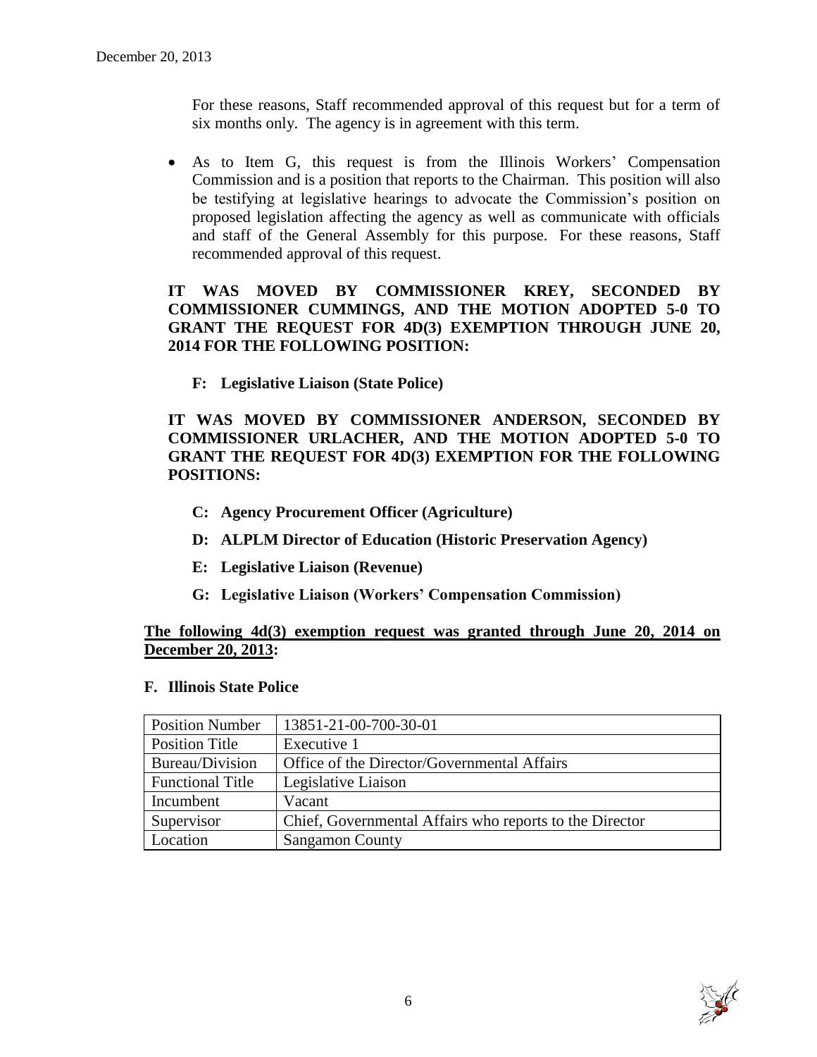For these reasons, Staff recommended approval of this request but for a term of six months only. The agency is in agreement with this term.

- As to Item G, this request is from the Illinois Workers' Compensation Commission and is a position that reports to the Chairman. This position will also be testifying at legislative hearings to advocate the Commission's position on proposed legislation affecting the agency as well as communicate with officials and staff of the General Assembly for this purpose. For these reasons, Staff recommended approval of this request.

**IT WAS MOVED BY COMMISSIONER KREY, SECONDED BY COMMISSIONER CUMMINGS, AND THE MOTION ADOPTED 5-0 TO GRANT THE REQUEST FOR 4D(3) EXEMPTION THROUGH JUNE 20, 2014 FOR THE FOLLOWING POSITION:**

**F: Legislative Liaison (State Police)**

**IT WAS MOVED BY COMMISSIONER ANDERSON, SECONDED BY COMMISSIONER URLACHER, AND THE MOTION ADOPTED 5-0 TO GRANT THE REQUEST FOR 4D(3) EXEMPTION FOR THE FOLLOWING POSITIONS:**

**C: Agency Procurement Officer (Agriculture)**

**D: ALPLM Director of Education (Historic Preservation Agency)**

**E: Legislative Liaison (Revenue)**

**G: Legislative Liaison (Workers' Compensation Commission)**

**The following 4d(3) exemption request was granted through June 20, 2014 on December 20, 2013:**

**F. Illinois State Police**

| Position Number | 13851-21-00-700-30-01 |
|---|---|
| Position Title | Executive 1 |
| Bureau/Division | Office of the Director/Governmental Affairs |
| Functional Title | Legislative Liaison |
| Incumbent | Vacant |
| Supervisor | Chief, Governmental Affairs who reports to the Director |
| Location | Sangamon County |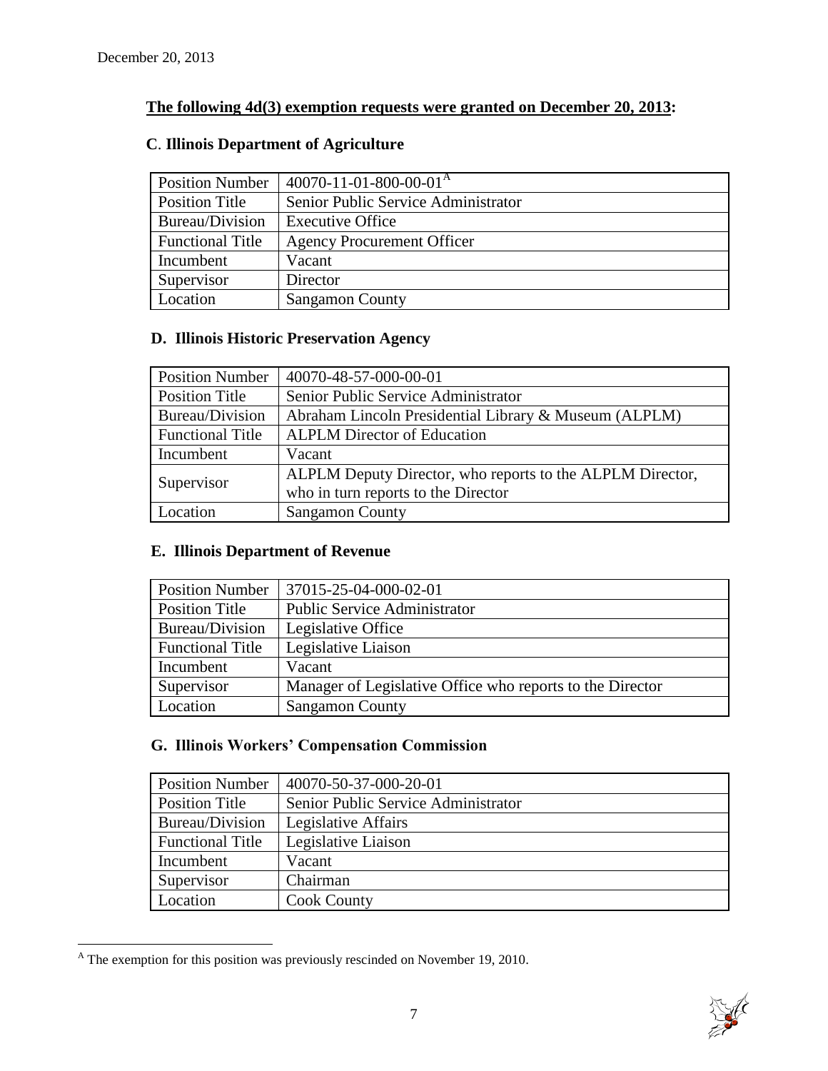December 20, 2013

**The following 4d(3) exemption requests were granted on December 20, 2013:**

### C. Illinois Department of Agriculture

| Position Number | 40070-11-01-800-00-01[A] |
|---|---|
| Position Title | Senior Public Service Administrator |
| Bureau/Division | Executive Office |
| Functional Title | Agency Procurement Officer |
| Incumbent | Vacant |
| Supervisor | Director |
| Location | Sangamon County |

### D. Illinois Historic Preservation Agency

| Position Number | 40070-48-57-000-00-01 |
|---|---|
| Position Title | Senior Public Service Administrator |
| Bureau/Division | Abraham Lincoln Presidential Library & Museum (ALPLM) |
| Functional Title | ALPLM Director of Education |
| Incumbent | Vacant |
| Supervisor | ALPLM Deputy Director, who reports to the ALPLM Director, who in turn reports to the Director |
| Location | Sangamon County |

### E. Illinois Department of Revenue

| Position Number | 37015-25-04-000-02-01 |
|---|---|
| Position Title | Public Service Administrator |
| Bureau/Division | Legislative Office |
| Functional Title | Legislative Liaison |
| Incumbent | Vacant |
| Supervisor | Manager of Legislative Office who reports to the Director |
| Location | Sangamon County |

### G. Illinois Workers' Compensation Commission

| Position Number | 40070-50-37-000-20-01 |
|---|---|
| Position Title | Senior Public Service Administrator |
| Bureau/Division | Legislative Affairs |
| Functional Title | Legislative Liaison |
| Incumbent | Vacant |
| Supervisor | Chairman |
| Location | Cook County |

[A] The exemption for this position was previously rescinded on November 19, 2010.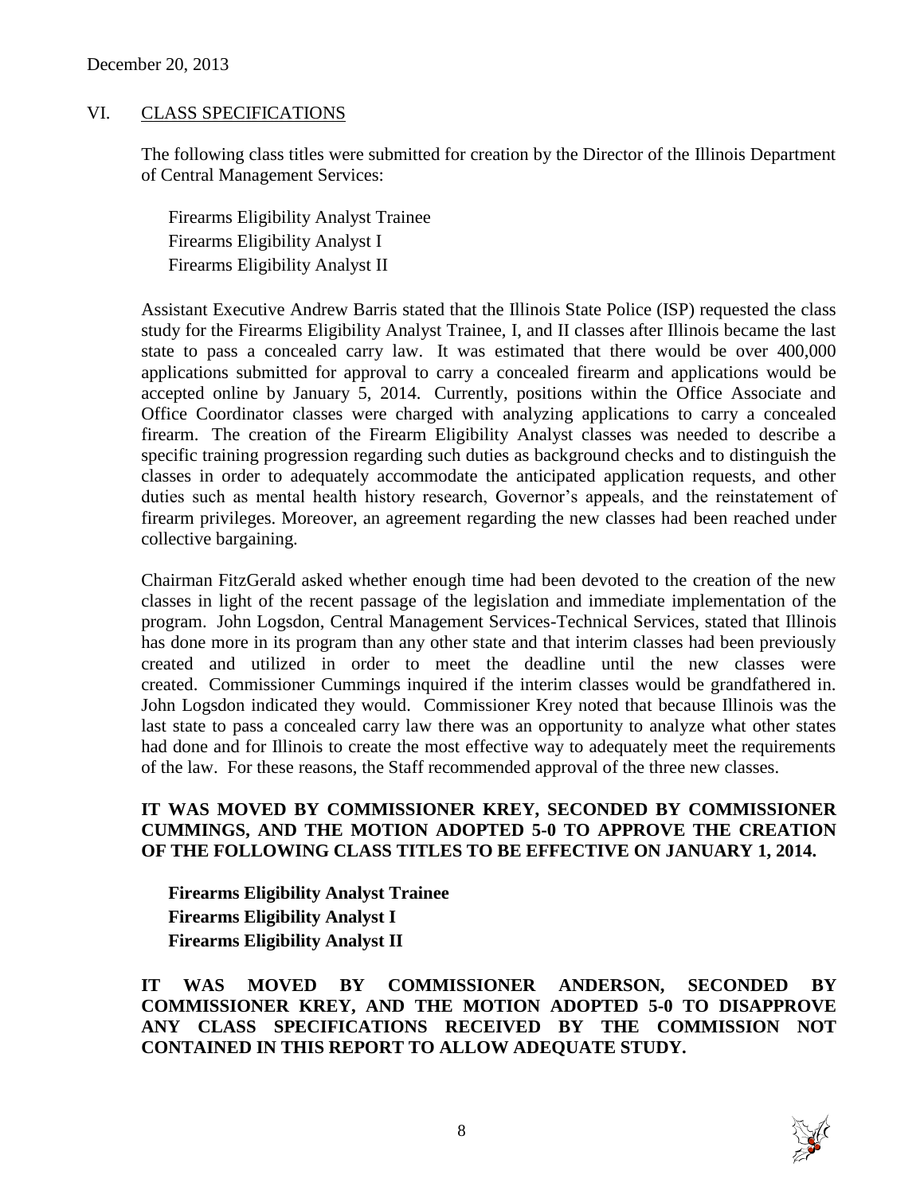## VI. CLASS SPECIFICATIONS

The following class titles were submitted for creation by the Director of the Illinois Department of Central Management Services:

Firearms Eligibility Analyst Trainee
Firearms Eligibility Analyst I
Firearms Eligibility Analyst II

Assistant Executive Andrew Barris stated that the Illinois State Police (ISP) requested the class study for the Firearms Eligibility Analyst Trainee, I, and II classes after Illinois became the last state to pass a concealed carry law. It was estimated that there would be over 400,000 applications submitted for approval to carry a concealed firearm and applications would be accepted online by January 5, 2014. Currently, positions within the Office Associate and Office Coordinator classes were charged with analyzing applications to carry a concealed firearm. The creation of the Firearm Eligibility Analyst classes was needed to describe a specific training progression regarding such duties as background checks and to distinguish the classes in order to adequately accommodate the anticipated application requests, and other duties such as mental health history research, Governor's appeals, and the reinstatement of firearm privileges. Moreover, an agreement regarding the new classes had been reached under collective bargaining.

Chairman FitzGerald asked whether enough time had been devoted to the creation of the new classes in light of the recent passage of the legislation and immediate implementation of the program. John Logsdon, Central Management Services-Technical Services, stated that Illinois has done more in its program than any other state and that interim classes had been previously created and utilized in order to meet the deadline until the new classes were created. Commissioner Cummings inquired if the interim classes would be grandfathered in. John Logsdon indicated they would. Commissioner Krey noted that because Illinois was the last state to pass a concealed carry law there was an opportunity to analyze what other states had done and for Illinois to create the most effective way to adequately meet the requirements of the law. For these reasons, the Staff recommended approval of the three new classes.

**IT WAS MOVED BY COMMISSIONER KREY, SECONDED BY COMMISSIONER CUMMINGS, AND THE MOTION ADOPTED 5-0 TO APPROVE THE CREATION OF THE FOLLOWING CLASS TITLES TO BE EFFECTIVE ON JANUARY 1, 2014.**

**Firearms Eligibility Analyst Trainee**
**Firearms Eligibility Analyst I**
**Firearms Eligibility Analyst II**

**IT WAS MOVED BY COMMISSIONER ANDERSON, SECONDED BY COMMISSIONER KREY, AND THE MOTION ADOPTED 5-0 TO DISAPPROVE ANY CLASS SPECIFICATIONS RECEIVED BY THE COMMISSION NOT CONTAINED IN THIS REPORT TO ALLOW ADEQUATE STUDY.**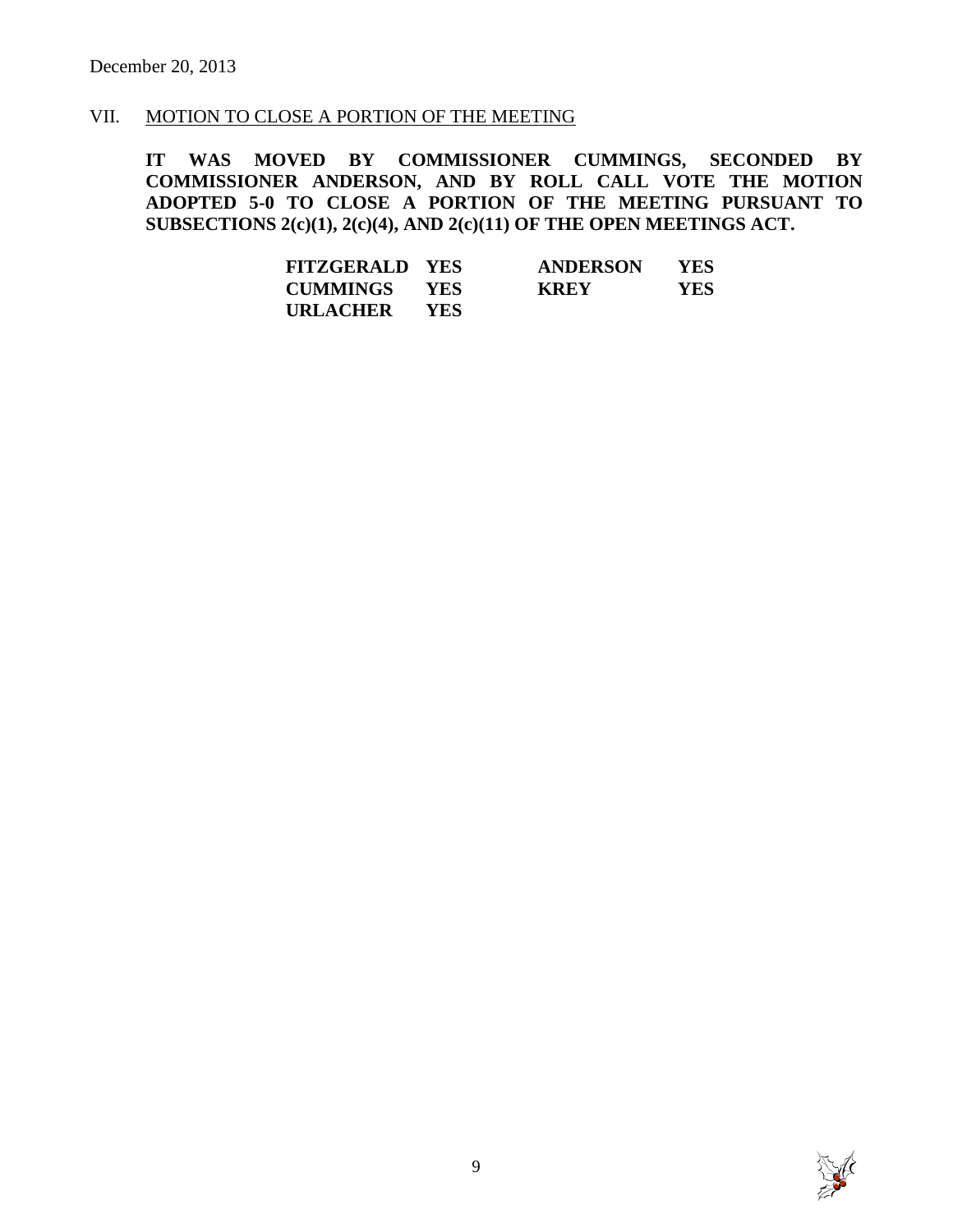## VII. MOTION TO CLOSE A PORTION OF THE MEETING

**IT WAS MOVED BY COMMISSIONER CUMMINGS, SECONDED BY COMMISSIONER ANDERSON, AND BY ROLL CALL VOTE THE MOTION ADOPTED 5-0 TO CLOSE A PORTION OF THE MEETING PURSUANT TO SUBSECTIONS 2(c)(1), 2(c)(4), AND 2(c)(11) OF THE OPEN MEETINGS ACT.**

| | | | |
|---|---|---|---|
| **FITZGERALD** | **YES** | **ANDERSON** | **YES** |
| **CUMMINGS** | **YES** | **KREY** | **YES** |
| **URLACHER** | **YES** | | |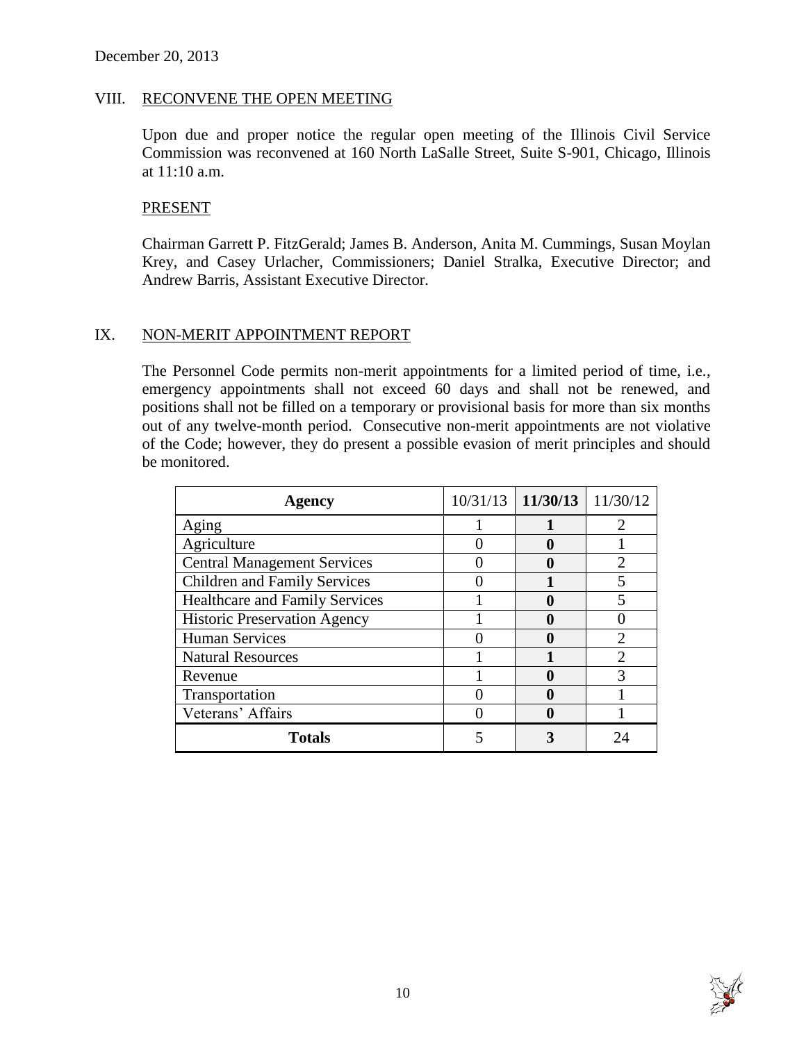December 20, 2013

## VIII. RECONVENE THE OPEN MEETING

Upon due and proper notice the regular open meeting of the Illinois Civil Service Commission was reconvened at 160 North LaSalle Street, Suite S-901, Chicago, Illinois at 11:10 a.m.

PRESENT

Chairman Garrett P. FitzGerald; James B. Anderson, Anita M. Cummings, Susan Moylan Krey, and Casey Urlacher, Commissioners; Daniel Stralka, Executive Director; and Andrew Barris, Assistant Executive Director.

## IX. NON-MERIT APPOINTMENT REPORT

The Personnel Code permits non-merit appointments for a limited period of time, i.e., emergency appointments shall not exceed 60 days and shall not be renewed, and positions shall not be filled on a temporary or provisional basis for more than six months out of any twelve-month period. Consecutive non-merit appointments are not violative of the Code; however, they do present a possible evasion of merit principles and should be monitored.

| Agency | 10/31/13 | **11/30/13** | 11/30/12 |
|---|---|---|---|
| Aging | 1 | **1** | 2 |
| Agriculture | 0 | **0** | 1 |
| Central Management Services | 0 | **0** | 2 |
| Children and Family Services | 0 | **1** | 5 |
| Healthcare and Family Services | 1 | **0** | 5 |
| Historic Preservation Agency | 1 | **0** | 0 |
| Human Services | 0 | **0** | 2 |
| Natural Resources | 1 | **1** | 2 |
| Revenue | 1 | **0** | 3 |
| Transportation | 0 | **0** | 1 |
| Veterans' Affairs | 0 | **0** | 1 |
| **Totals** | 5 | **3** | 24 |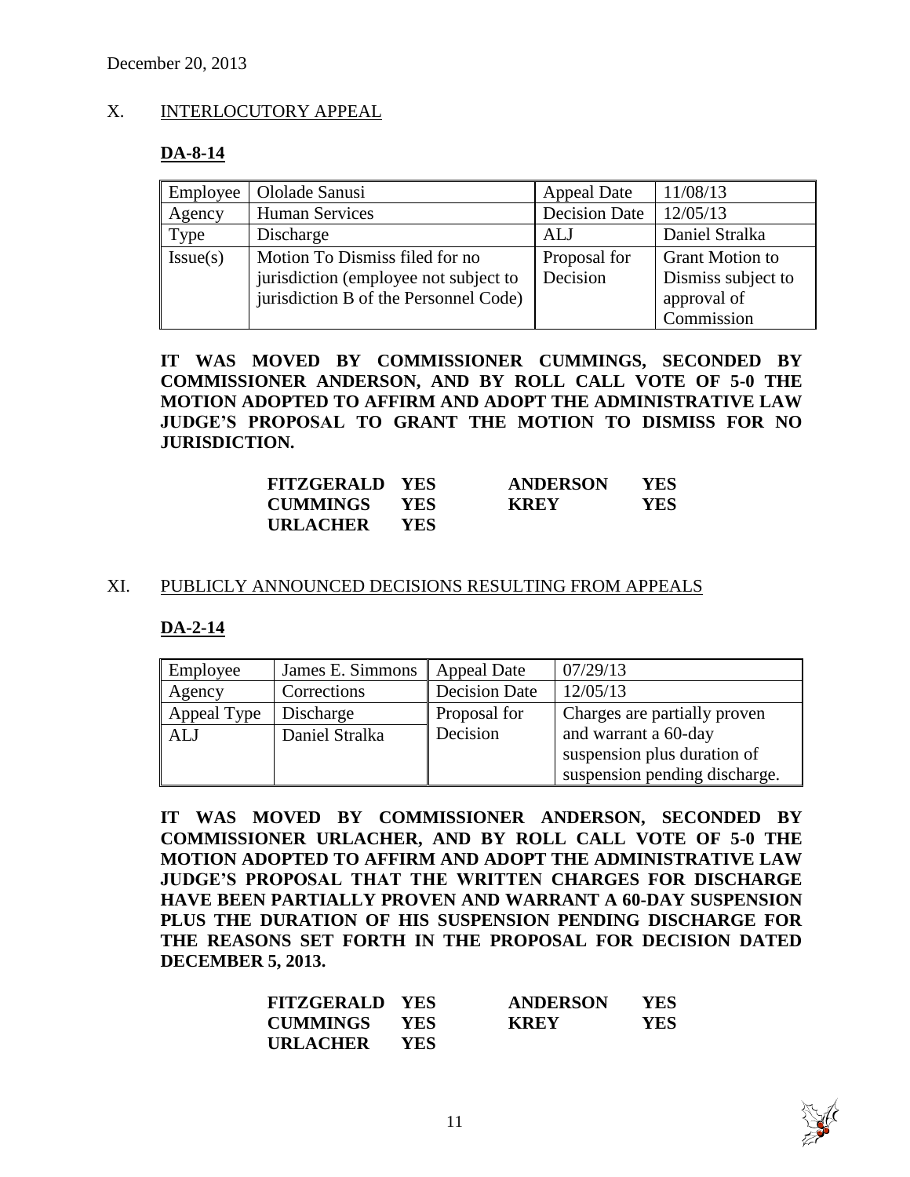December 20, 2013

## X. INTERLOCUTORY APPEAL

### DA-8-14

| Employee | Ololade Sanusi | Appeal Date | 11/08/13 |
|---|---|---|---|
| Agency | Human Services | Decision Date | 12/05/13 |
| Type | Discharge | ALJ | Daniel Stralka |
| Issue(s) | Motion To Dismiss filed for no jurisdiction (employee not subject to jurisdiction B of the Personnel Code) | Proposal for Decision | Grant Motion to Dismiss subject to approval of Commission |

**IT WAS MOVED BY COMMISSIONER CUMMINGS, SECONDED BY COMMISSIONER ANDERSON, AND BY ROLL CALL VOTE OF 5-0 THE MOTION ADOPTED TO AFFIRM AND ADOPT THE ADMINISTRATIVE LAW JUDGE'S PROPOSAL TO GRANT THE MOTION TO DISMISS FOR NO JURISDICTION.**

| | | | |
|---|---|---|---|
| **FITZGERALD** | **YES** | **ANDERSON** | **YES** |
| **CUMMINGS** | **YES** | **KREY** | **YES** |
| **URLACHER** | **YES** | | |

## XI. PUBLICLY ANNOUNCED DECISIONS RESULTING FROM APPEALS

### DA-2-14

| Employee | James E. Simmons | Appeal Date | 07/29/13 |
|---|---|---|---|
| Agency | Corrections | Decision Date | 12/05/13 |
| Appeal Type | Discharge | Proposal for Decision | Charges are partially proven and warrant a 60-day suspension plus duration of suspension pending discharge. |
| ALJ | Daniel Stralka | | |

**IT WAS MOVED BY COMMISSIONER ANDERSON, SECONDED BY COMMISSIONER URLACHER, AND BY ROLL CALL VOTE OF 5-0 THE MOTION ADOPTED TO AFFIRM AND ADOPT THE ADMINISTRATIVE LAW JUDGE'S PROPOSAL THAT THE WRITTEN CHARGES FOR DISCHARGE HAVE BEEN PARTIALLY PROVEN AND WARRANT A 60-DAY SUSPENSION PLUS THE DURATION OF HIS SUSPENSION PENDING DISCHARGE FOR THE REASONS SET FORTH IN THE PROPOSAL FOR DECISION DATED DECEMBER 5, 2013.**

| | | | |
|---|---|---|---|
| **FITZGERALD** | **YES** | **ANDERSON** | **YES** |
| **CUMMINGS** | **YES** | **KREY** | **YES** |
| **URLACHER** | **YES** | | |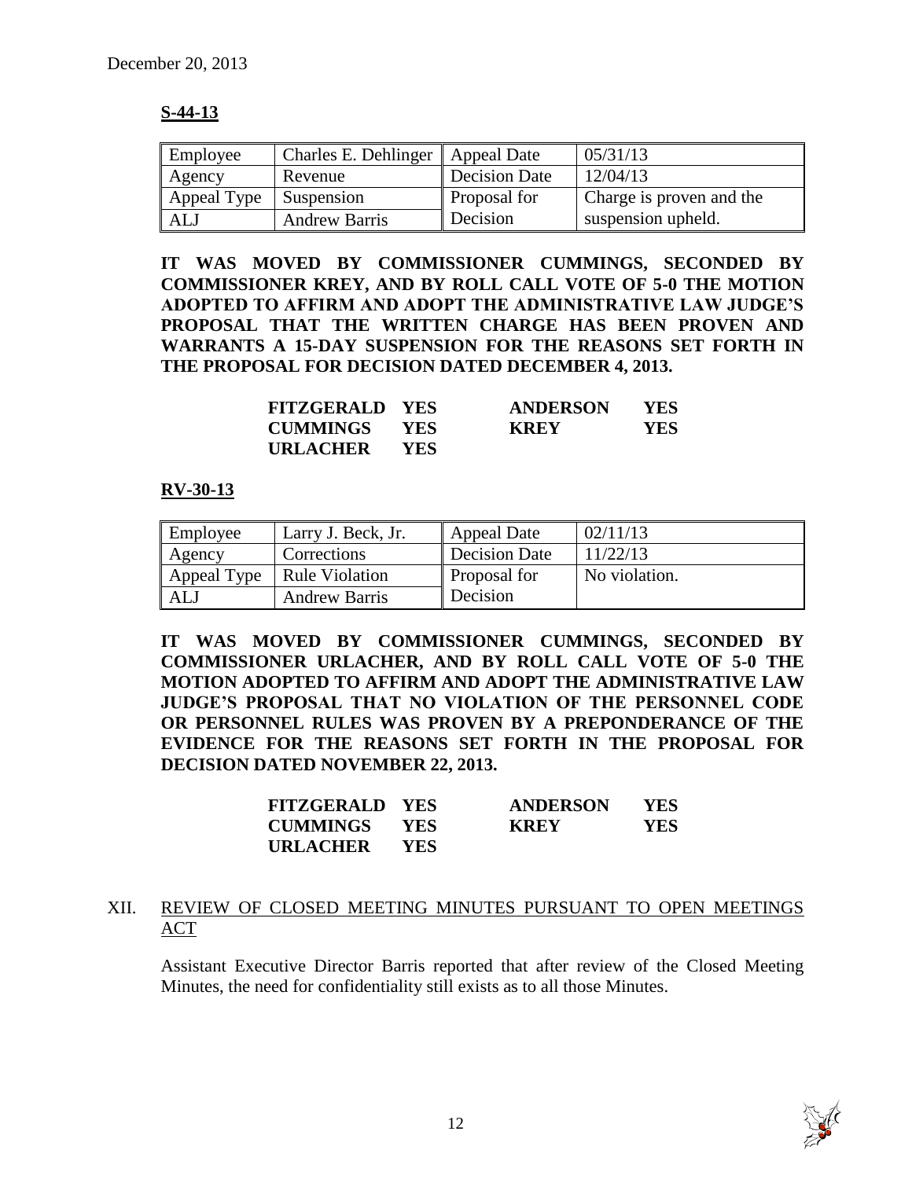December 20, 2013

**S-44-13**

| Employee | Charles E. Dehlinger | Appeal Date | 05/31/13 |
|---|---|---|---|
| Agency | Revenue | Decision Date | 12/04/13 |
| Appeal Type | Suspension | Proposal for Decision | Charge is proven and the suspension upheld. |
| ALJ | Andrew Barris | | |

**IT WAS MOVED BY COMMISSIONER CUMMINGS, SECONDED BY COMMISSIONER KREY, AND BY ROLL CALL VOTE OF 5-0 THE MOTION ADOPTED TO AFFIRM AND ADOPT THE ADMINISTRATIVE LAW JUDGE'S PROPOSAL THAT THE WRITTEN CHARGE HAS BEEN PROVEN AND WARRANTS A 15-DAY SUSPENSION FOR THE REASONS SET FORTH IN THE PROPOSAL FOR DECISION DATED DECEMBER 4, 2013.**

| | | | |
|---|---|---|---|
| **FITZGERALD** | **YES** | **ANDERSON** | **YES** |
| **CUMMINGS** | **YES** | **KREY** | **YES** |
| **URLACHER** | **YES** | | |

**RV-30-13**

| Employee | Larry J. Beck, Jr. | Appeal Date | 02/11/13 |
|---|---|---|---|
| Agency | Corrections | Decision Date | 11/22/13 |
| Appeal Type | Rule Violation | Proposal for Decision | No violation. |
| ALJ | Andrew Barris | | |

**IT WAS MOVED BY COMMISSIONER CUMMINGS, SECONDED BY COMMISSIONER URLACHER, AND BY ROLL CALL VOTE OF 5-0 THE MOTION ADOPTED TO AFFIRM AND ADOPT THE ADMINISTRATIVE LAW JUDGE'S PROPOSAL THAT NO VIOLATION OF THE PERSONNEL CODE OR PERSONNEL RULES WAS PROVEN BY A PREPONDERANCE OF THE EVIDENCE FOR THE REASONS SET FORTH IN THE PROPOSAL FOR DECISION DATED NOVEMBER 22, 2013.**

| | | | |
|---|---|---|---|
| **FITZGERALD** | **YES** | **ANDERSON** | **YES** |
| **CUMMINGS** | **YES** | **KREY** | **YES** |
| **URLACHER** | **YES** | | |

XII. REVIEW OF CLOSED MEETING MINUTES PURSUANT TO OPEN MEETINGS ACT

Assistant Executive Director Barris reported that after review of the Closed Meeting Minutes, the need for confidentiality still exists as to all those Minutes.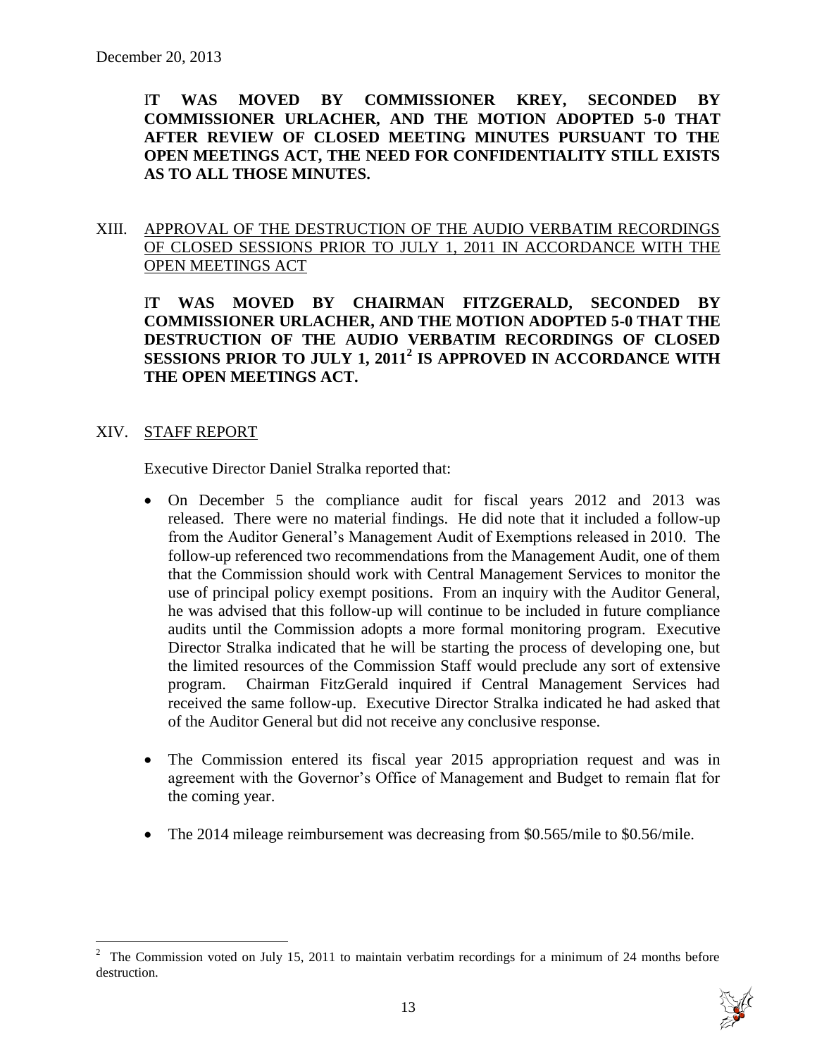December 20, 2013

**IT WAS MOVED BY COMMISSIONER KREY, SECONDED BY COMMISSIONER URLACHER, AND THE MOTION ADOPTED 5-0 THAT AFTER REVIEW OF CLOSED MEETING MINUTES PURSUANT TO THE OPEN MEETINGS ACT, THE NEED FOR CONFIDENTIALITY STILL EXISTS AS TO ALL THOSE MINUTES.**

XIII. <u>APPROVAL OF THE DESTRUCTION OF THE AUDIO VERBATIM RECORDINGS OF CLOSED SESSIONS PRIOR TO JULY 1, 2011 IN ACCORDANCE WITH THE OPEN MEETINGS ACT</u>

**IT WAS MOVED BY CHAIRMAN FITZGERALD, SECONDED BY COMMISSIONER URLACHER, AND THE MOTION ADOPTED 5-0 THAT THE DESTRUCTION OF THE AUDIO VERBATIM RECORDINGS OF CLOSED SESSIONS PRIOR TO JULY 1, 2011[2] IS APPROVED IN ACCORDANCE WITH THE OPEN MEETINGS ACT.**

XIV. <u>STAFF REPORT</u>

Executive Director Daniel Stralka reported that:

- On December 5 the compliance audit for fiscal years 2012 and 2013 was released. There were no material findings. He did note that it included a follow-up from the Auditor General's Management Audit of Exemptions released in 2010. The follow-up referenced two recommendations from the Management Audit, one of them that the Commission should work with Central Management Services to monitor the use of principal policy exempt positions. From an inquiry with the Auditor General, he was advised that this follow-up will continue to be included in future compliance audits until the Commission adopts a more formal monitoring program. Executive Director Stralka indicated that he will be starting the process of developing one, but the limited resources of the Commission Staff would preclude any sort of extensive program. Chairman FitzGerald inquired if Central Management Services had received the same follow-up. Executive Director Stralka indicated he had asked that of the Auditor General but did not receive any conclusive response.

- The Commission entered its fiscal year 2015 appropriation request and was in agreement with the Governor's Office of Management and Budget to remain flat for the coming year.

- The 2014 mileage reimbursement was decreasing from \$0.565/mile to \$0.56/mile.

---

[2] The Commission voted on July 15, 2011 to maintain verbatim recordings for a minimum of 24 months before destruction.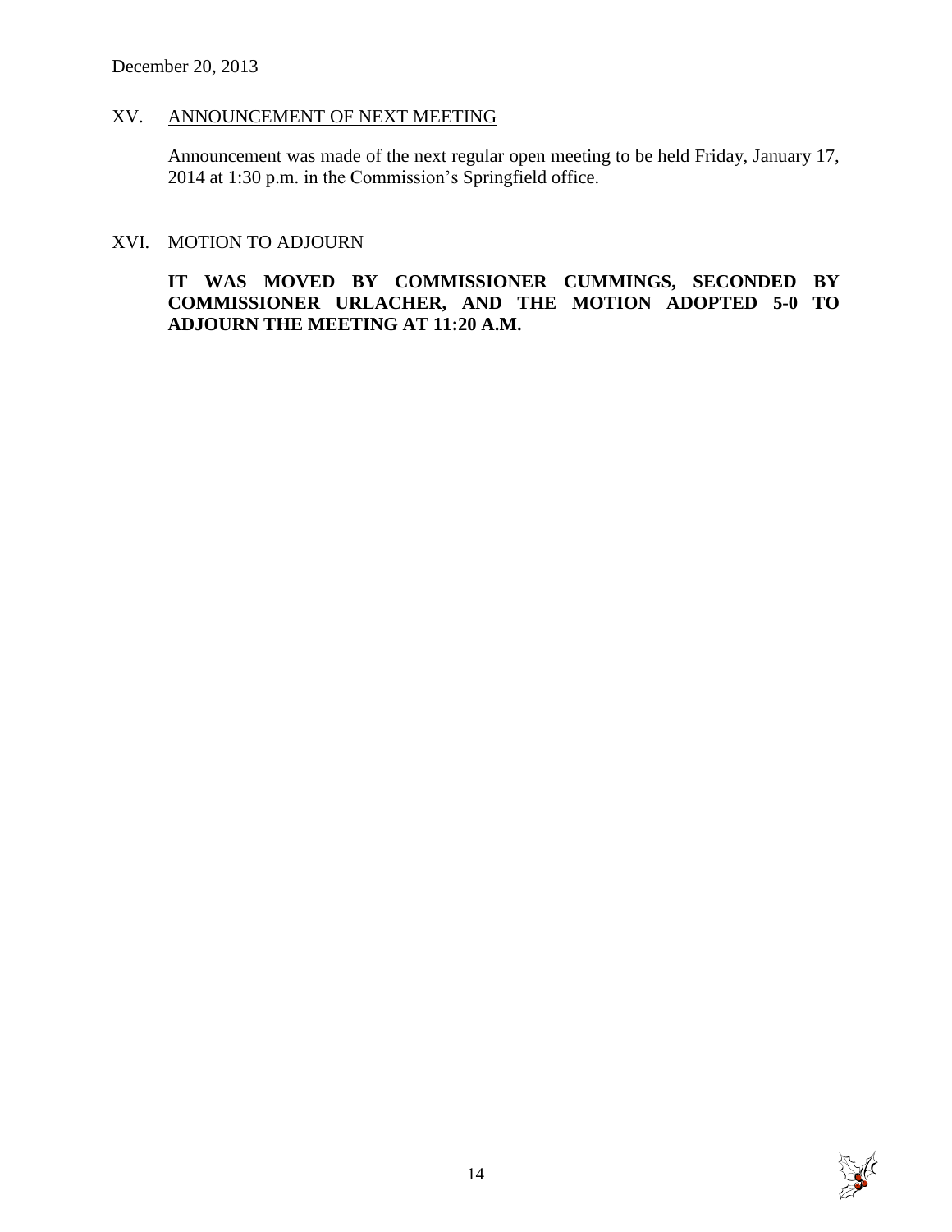## XV. ANNOUNCEMENT OF NEXT MEETING

Announcement was made of the next regular open meeting to be held Friday, January 17, 2014 at 1:30 p.m. in the Commission's Springfield office.

## XVI. MOTION TO ADJOURN

**IT WAS MOVED BY COMMISSIONER CUMMINGS, SECONDED BY COMMISSIONER URLACHER, AND THE MOTION ADOPTED 5-0 TO ADJOURN THE MEETING AT 11:20 A.M.**